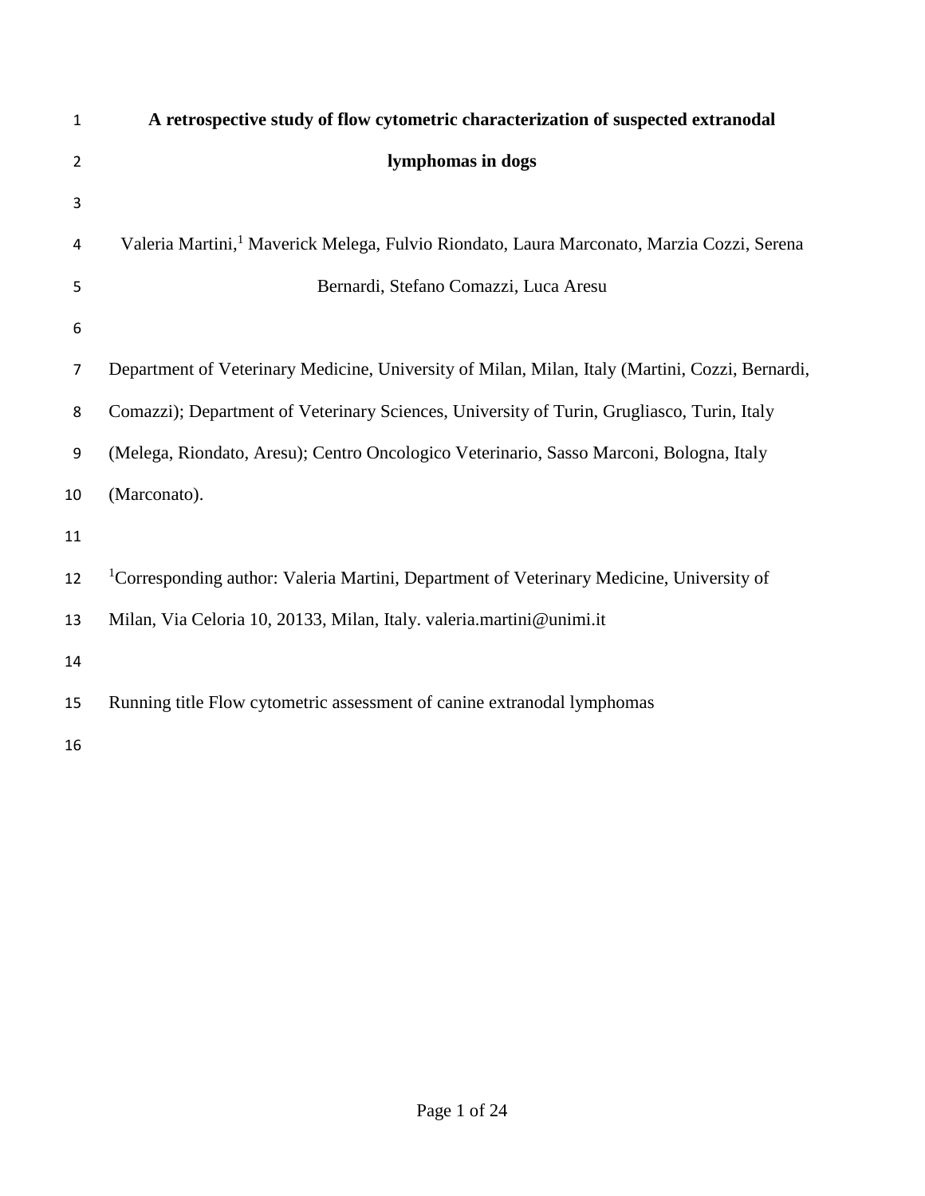# A retrospective study of flow cytometric characterization of suspected extranodal lymphomas in dogs

Valeria Martini,[1] Maverick Melega, Fulvio Riondato, Laura Marconato, Marzia Cozzi, Serena Bernardi, Stefano Comazzi, Luca Aresu

Department of Veterinary Medicine, University of Milan, Milan, Italy (Martini, Cozzi, Bernardi, Comazzi); Department of Veterinary Sciences, University of Turin, Grugliasco, Turin, Italy (Melega, Riondato, Aresu); Centro Oncologico Veterinario, Sasso Marconi, Bologna, Italy (Marconato).

[1]Corresponding author: Valeria Martini, Department of Veterinary Medicine, University of Milan, Via Celoria 10, 20133, Milan, Italy. valeria.martini@unimi.it

Running title Flow cytometric assessment of canine extranodal lymphomas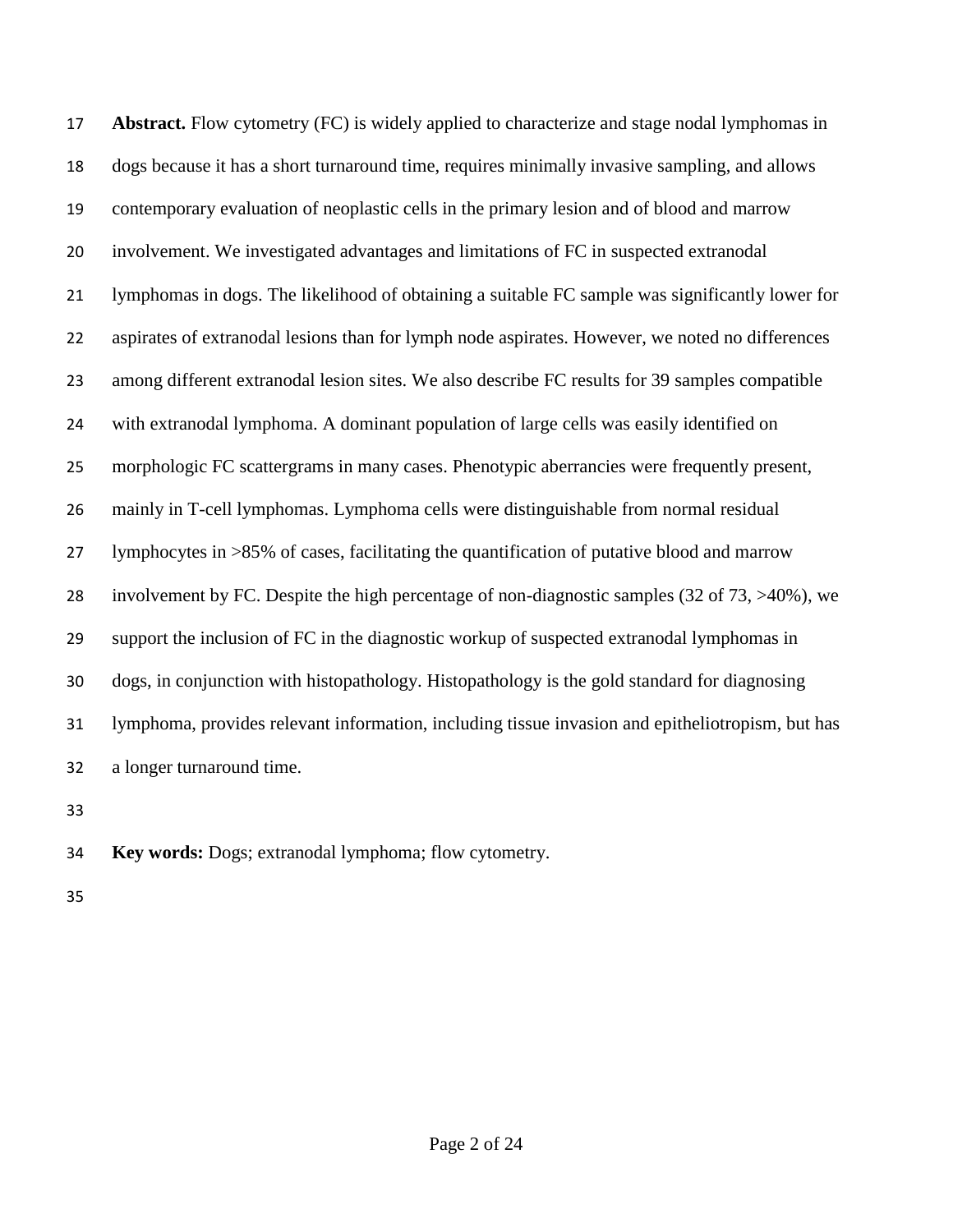**Abstract.** Flow cytometry (FC) is widely applied to characterize and stage nodal lymphomas in dogs because it has a short turnaround time, requires minimally invasive sampling, and allows contemporary evaluation of neoplastic cells in the primary lesion and of blood and marrow involvement. We investigated advantages and limitations of FC in suspected extranodal lymphomas in dogs. The likelihood of obtaining a suitable FC sample was significantly lower for aspirates of extranodal lesions than for lymph node aspirates. However, we noted no differences among different extranodal lesion sites. We also describe FC results for 39 samples compatible with extranodal lymphoma. A dominant population of large cells was easily identified on morphologic FC scattergrams in many cases. Phenotypic aberrancies were frequently present, mainly in T-cell lymphomas. Lymphoma cells were distinguishable from normal residual lymphocytes in >85% of cases, facilitating the quantification of putative blood and marrow involvement by FC. Despite the high percentage of non-diagnostic samples (32 of 73, >40%), we support the inclusion of FC in the diagnostic workup of suspected extranodal lymphomas in dogs, in conjunction with histopathology. Histopathology is the gold standard for diagnosing lymphoma, provides relevant information, including tissue invasion and epitheliotropism, but has a longer turnaround time.

**Key words:** Dogs; extranodal lymphoma; flow cytometry.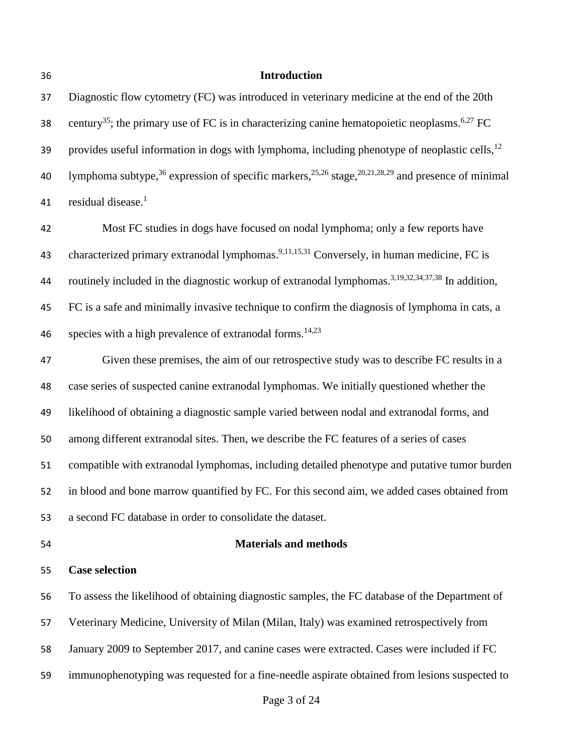## Introduction

Diagnostic flow cytometry (FC) was introduced in veterinary medicine at the end of the 20th century[35]; the primary use of FC is in characterizing canine hematopoietic neoplasms.[6,27] FC provides useful information in dogs with lymphoma, including phenotype of neoplastic cells,[12] lymphoma subtype,[36] expression of specific markers,[25,26] stage,[20,21,28,29] and presence of minimal residual disease.[1]

Most FC studies in dogs have focused on nodal lymphoma; only a few reports have characterized primary extranodal lymphomas.[9,11,15,31] Conversely, in human medicine, FC is routinely included in the diagnostic workup of extranodal lymphomas.[3,19,32,34,37,38] In addition, FC is a safe and minimally invasive technique to confirm the diagnosis of lymphoma in cats, a species with a high prevalence of extranodal forms.[14,23]

Given these premises, the aim of our retrospective study was to describe FC results in a case series of suspected canine extranodal lymphomas. We initially questioned whether the likelihood of obtaining a diagnostic sample varied between nodal and extranodal forms, and among different extranodal sites. Then, we describe the FC features of a series of cases compatible with extranodal lymphomas, including detailed phenotype and putative tumor burden in blood and bone marrow quantified by FC. For this second aim, we added cases obtained from a second FC database in order to consolidate the dataset.

## Materials and methods

### Case selection

To assess the likelihood of obtaining diagnostic samples, the FC database of the Department of Veterinary Medicine, University of Milan (Milan, Italy) was examined retrospectively from January 2009 to September 2017, and canine cases were extracted. Cases were included if FC immunophenotyping was requested for a fine-needle aspirate obtained from lesions suspected to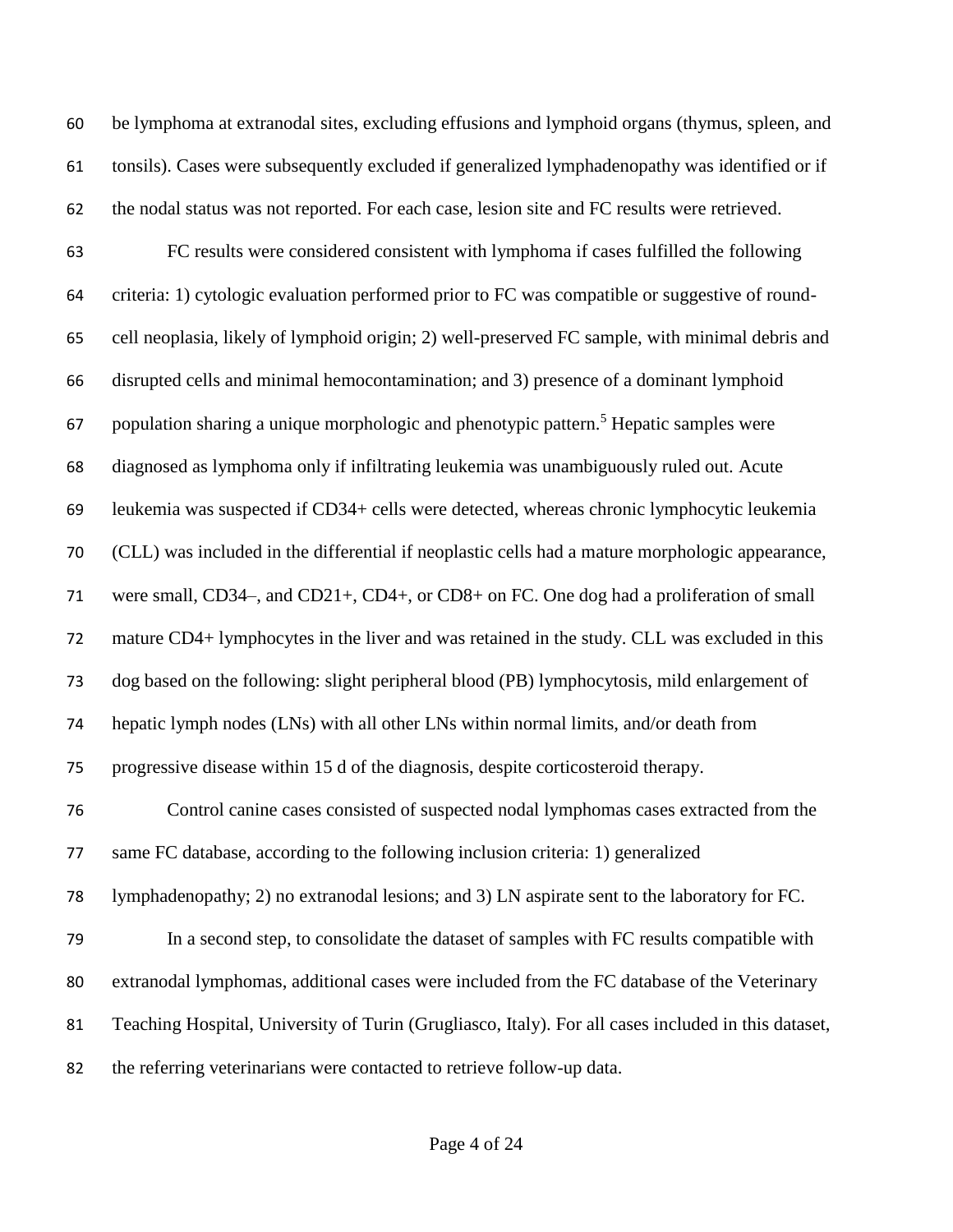be lymphoma at extranodal sites, excluding effusions and lymphoid organs (thymus, spleen, and tonsils). Cases were subsequently excluded if generalized lymphadenopathy was identified or if the nodal status was not reported. For each case, lesion site and FC results were retrieved.

FC results were considered consistent with lymphoma if cases fulfilled the following criteria: 1) cytologic evaluation performed prior to FC was compatible or suggestive of round-cell neoplasia, likely of lymphoid origin; 2) well-preserved FC sample, with minimal debris and disrupted cells and minimal hemocontamination; and 3) presence of a dominant lymphoid population sharing a unique morphologic and phenotypic pattern.[5] Hepatic samples were diagnosed as lymphoma only if infiltrating leukemia was unambiguously ruled out. Acute leukemia was suspected if CD34+ cells were detected, whereas chronic lymphocytic leukemia (CLL) was included in the differential if neoplastic cells had a mature morphologic appearance, were small, CD34–, and CD21+, CD4+, or CD8+ on FC. One dog had a proliferation of small mature CD4+ lymphocytes in the liver and was retained in the study. CLL was excluded in this dog based on the following: slight peripheral blood (PB) lymphocytosis, mild enlargement of hepatic lymph nodes (LNs) with all other LNs within normal limits, and/or death from progressive disease within 15 d of the diagnosis, despite corticosteroid therapy.

Control canine cases consisted of suspected nodal lymphomas cases extracted from the same FC database, according to the following inclusion criteria: 1) generalized lymphadenopathy; 2) no extranodal lesions; and 3) LN aspirate sent to the laboratory for FC.

In a second step, to consolidate the dataset of samples with FC results compatible with extranodal lymphomas, additional cases were included from the FC database of the Veterinary Teaching Hospital, University of Turin (Grugliasco, Italy). For all cases included in this dataset, the referring veterinarians were contacted to retrieve follow-up data.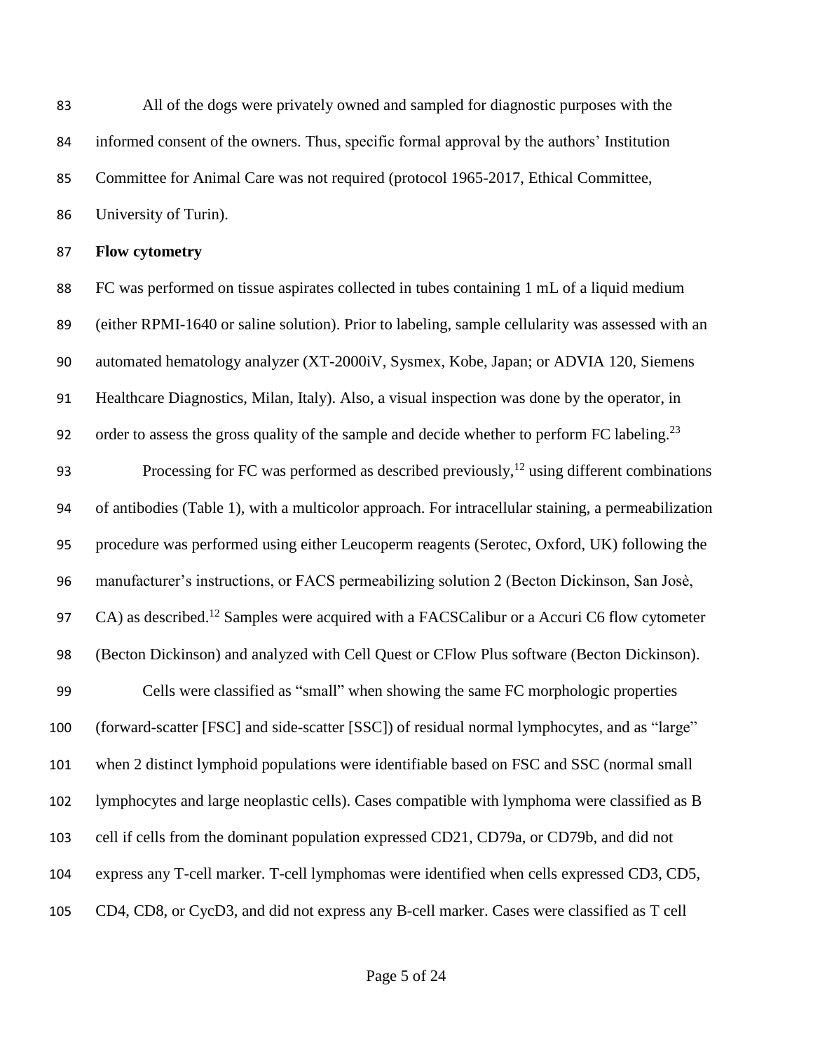All of the dogs were privately owned and sampled for diagnostic purposes with the informed consent of the owners. Thus, specific formal approval by the authors' Institution Committee for Animal Care was not required (protocol 1965-2017, Ethical Committee, University of Turin).

**Flow cytometry**

FC was performed on tissue aspirates collected in tubes containing 1 mL of a liquid medium (either RPMI-1640 or saline solution). Prior to labeling, sample cellularity was assessed with an automated hematology analyzer (XT-2000iV, Sysmex, Kobe, Japan; or ADVIA 120, Siemens Healthcare Diagnostics, Milan, Italy). Also, a visual inspection was done by the operator, in order to assess the gross quality of the sample and decide whether to perform FC labeling.[23]

Processing for FC was performed as described previously,[12] using different combinations of antibodies (Table 1), with a multicolor approach. For intracellular staining, a permeabilization procedure was performed using either Leucoperm reagents (Serotec, Oxford, UK) following the manufacturer's instructions, or FACS permeabilizing solution 2 (Becton Dickinson, San Josè, CA) as described.[12] Samples were acquired with a FACSCalibur or a Accuri C6 flow cytometer (Becton Dickinson) and analyzed with Cell Quest or CFlow Plus software (Becton Dickinson).

Cells were classified as "small" when showing the same FC morphologic properties (forward-scatter [FSC] and side-scatter [SSC]) of residual normal lymphocytes, and as "large" when 2 distinct lymphoid populations were identifiable based on FSC and SSC (normal small lymphocytes and large neoplastic cells). Cases compatible with lymphoma were classified as B cell if cells from the dominant population expressed CD21, CD79a, or CD79b, and did not express any T-cell marker. T-cell lymphomas were identified when cells expressed CD3, CD5, CD4, CD8, or CycD3, and did not express any B-cell marker. Cases were classified as T cell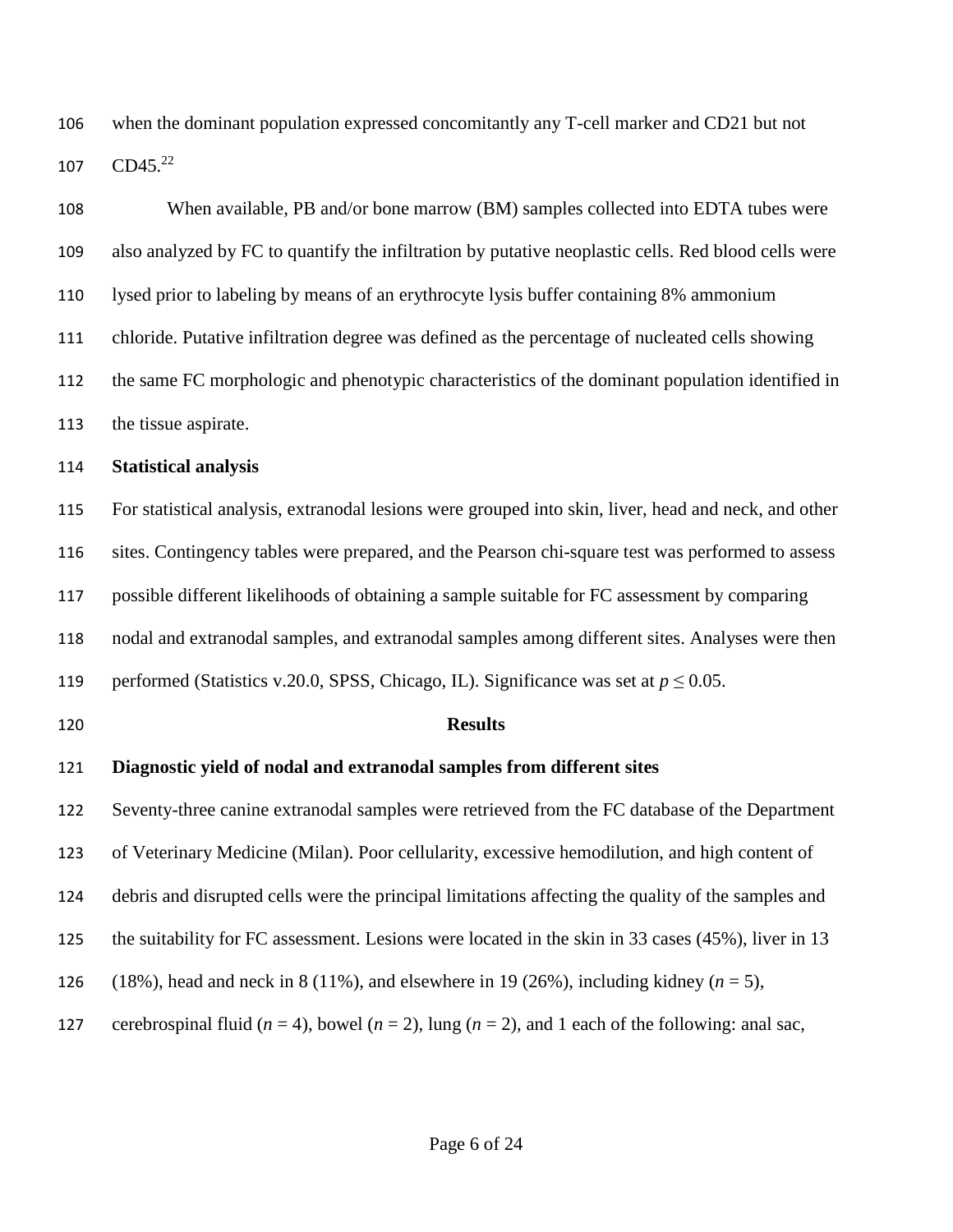when the dominant population expressed concomitantly any T-cell marker and CD21 but not CD45.[22]

When available, PB and/or bone marrow (BM) samples collected into EDTA tubes were also analyzed by FC to quantify the infiltration by putative neoplastic cells. Red blood cells were lysed prior to labeling by means of an erythrocyte lysis buffer containing 8% ammonium chloride. Putative infiltration degree was defined as the percentage of nucleated cells showing the same FC morphologic and phenotypic characteristics of the dominant population identified in the tissue aspirate.

### Statistical analysis

For statistical analysis, extranodal lesions were grouped into skin, liver, head and neck, and other sites. Contingency tables were prepared, and the Pearson chi-square test was performed to assess possible different likelihoods of obtaining a sample suitable for FC assessment by comparing nodal and extranodal samples, and extranodal samples among different sites. Analyses were then performed (Statistics v.20.0, SPSS, Chicago, IL). Significance was set at $p \leq 0.05$.

## Results

### Diagnostic yield of nodal and extranodal samples from different sites

Seventy-three canine extranodal samples were retrieved from the FC database of the Department of Veterinary Medicine (Milan). Poor cellularity, excessive hemodilution, and high content of debris and disrupted cells were the principal limitations affecting the quality of the samples and the suitability for FC assessment. Lesions were located in the skin in 33 cases (45%), liver in 13 (18%), head and neck in 8 (11%), and elsewhere in 19 (26%), including kidney ($n = 5$), cerebrospinal fluid ($n = 4$), bowel ($n = 2$), lung ($n = 2$), and 1 each of the following: anal sac,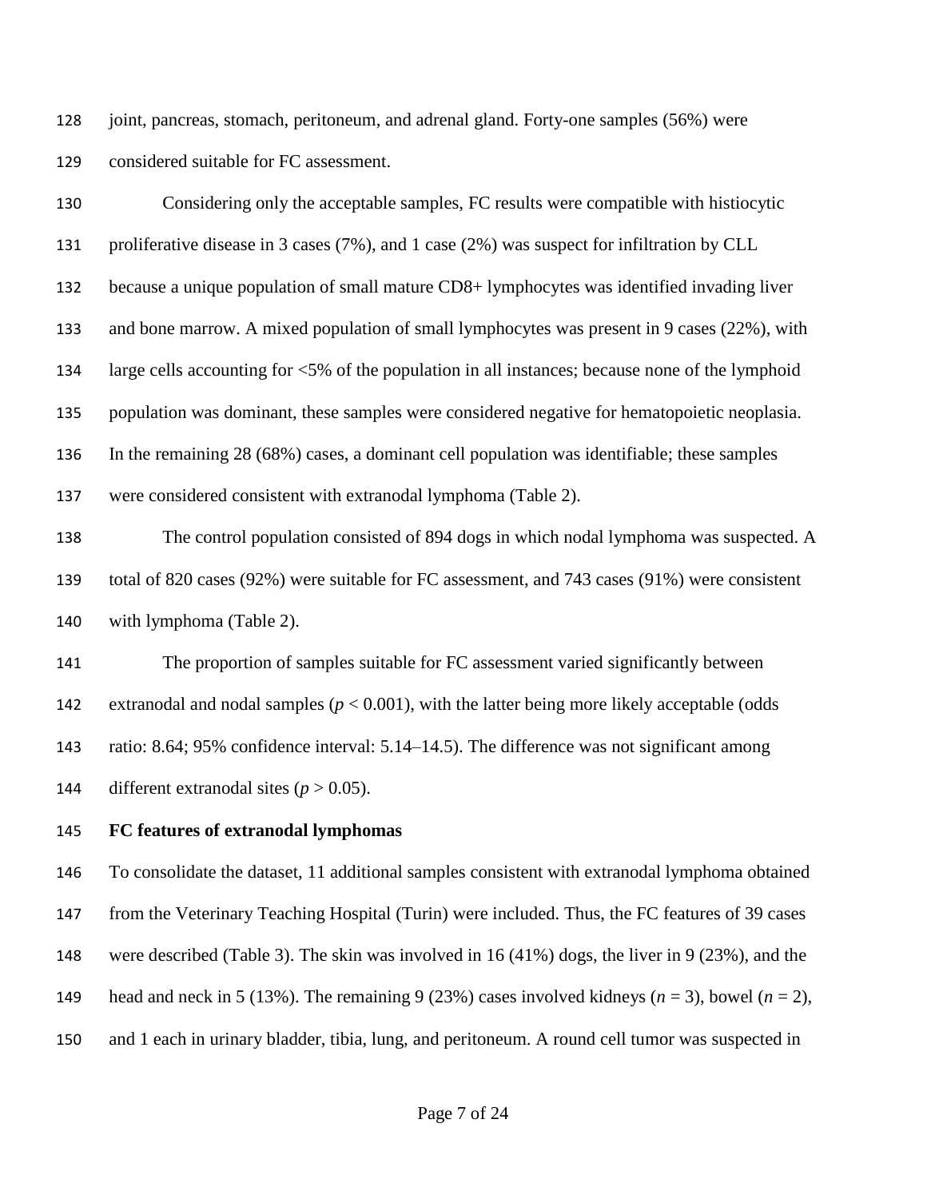joint, pancreas, stomach, peritoneum, and adrenal gland. Forty-one samples (56%) were considered suitable for FC assessment.

Considering only the acceptable samples, FC results were compatible with histiocytic proliferative disease in 3 cases (7%), and 1 case (2%) was suspect for infiltration by CLL because a unique population of small mature CD8+ lymphocytes was identified invading liver and bone marrow. A mixed population of small lymphocytes was present in 9 cases (22%), with large cells accounting for <5% of the population in all instances; because none of the lymphoid population was dominant, these samples were considered negative for hematopoietic neoplasia. In the remaining 28 (68%) cases, a dominant cell population was identifiable; these samples were considered consistent with extranodal lymphoma (Table 2).

The control population consisted of 894 dogs in which nodal lymphoma was suspected. A total of 820 cases (92%) were suitable for FC assessment, and 743 cases (91%) were consistent with lymphoma (Table 2).

The proportion of samples suitable for FC assessment varied significantly between extranodal and nodal samples ($p < 0.001$), with the latter being more likely acceptable (odds ratio: 8.64; 95% confidence interval: 5.14–14.5). The difference was not significant among different extranodal sites ($p > 0.05$).

**FC features of extranodal lymphomas**

To consolidate the dataset, 11 additional samples consistent with extranodal lymphoma obtained from the Veterinary Teaching Hospital (Turin) were included. Thus, the FC features of 39 cases were described (Table 3). The skin was involved in 16 (41%) dogs, the liver in 9 (23%), and the head and neck in 5 (13%). The remaining 9 (23%) cases involved kidneys ($n = 3$), bowel ($n = 2$), and 1 each in urinary bladder, tibia, lung, and peritoneum. A round cell tumor was suspected in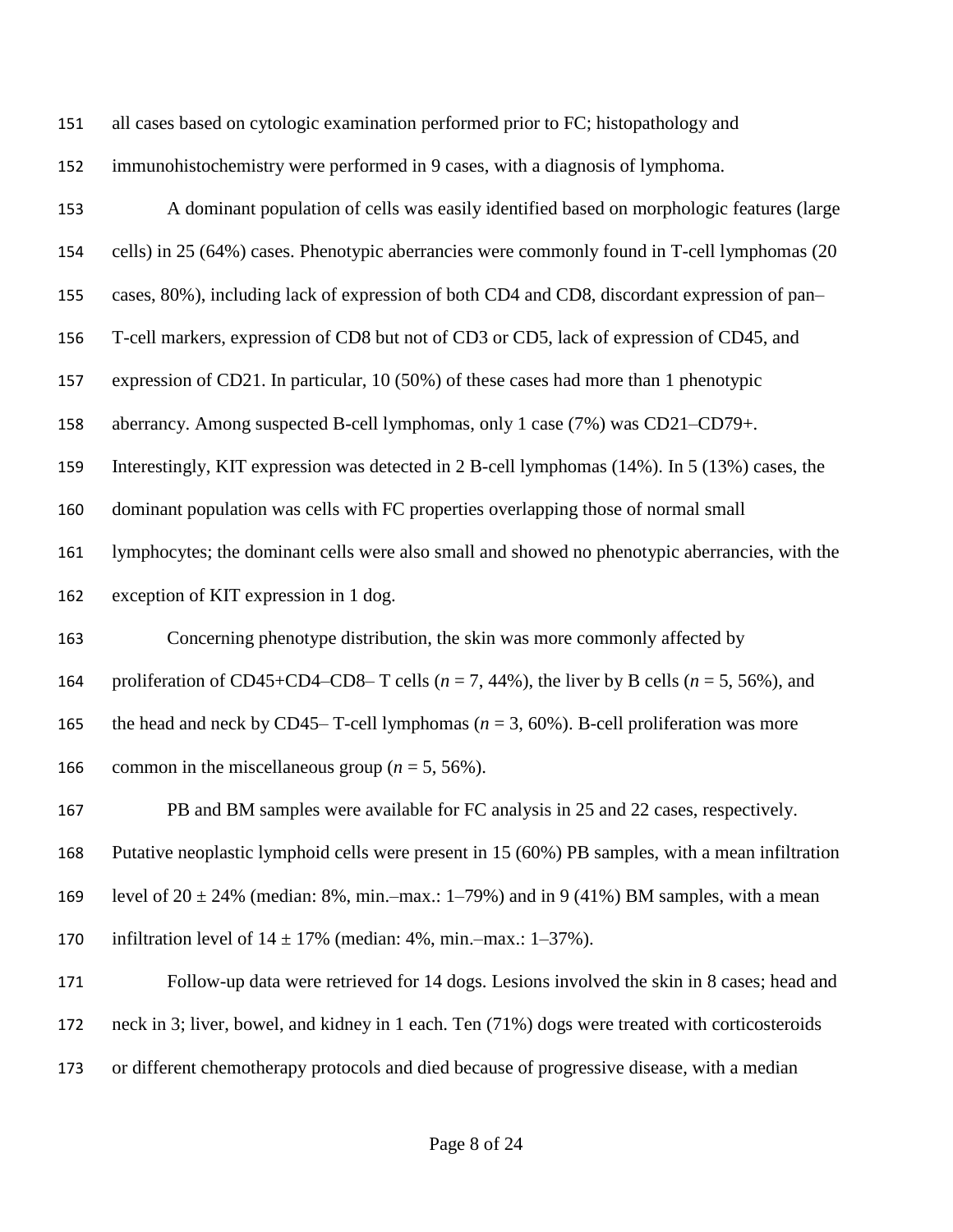all cases based on cytologic examination performed prior to FC; histopathology and immunohistochemistry were performed in 9 cases, with a diagnosis of lymphoma.

A dominant population of cells was easily identified based on morphologic features (large cells) in 25 (64%) cases. Phenotypic aberrancies were commonly found in T-cell lymphomas (20 cases, 80%), including lack of expression of both CD4 and CD8, discordant expression of pan–T-cell markers, expression of CD8 but not of CD3 or CD5, lack of expression of CD45, and expression of CD21. In particular, 10 (50%) of these cases had more than 1 phenotypic aberrancy. Among suspected B-cell lymphomas, only 1 case (7%) was CD21–CD79+. Interestingly, KIT expression was detected in 2 B-cell lymphomas (14%). In 5 (13%) cases, the dominant population was cells with FC properties overlapping those of normal small lymphocytes; the dominant cells were also small and showed no phenotypic aberrancies, with the exception of KIT expression in 1 dog.

Concerning phenotype distribution, the skin was more commonly affected by proliferation of CD45+CD4–CD8– T cells ($n$ = 7, 44%), the liver by B cells ($n$ = 5, 56%), and the head and neck by CD45– T-cell lymphomas ($n$ = 3, 60%). B-cell proliferation was more common in the miscellaneous group ($n$ = 5, 56%).

PB and BM samples were available for FC analysis in 25 and 22 cases, respectively. Putative neoplastic lymphoid cells were present in 15 (60%) PB samples, with a mean infiltration level of $20 \pm 24\%$ (median: 8%, min.–max.: 1–79%) and in 9 (41%) BM samples, with a mean infiltration level of $14 \pm 17\%$ (median: 4%, min.–max.: 1–37%).

Follow-up data were retrieved for 14 dogs. Lesions involved the skin in 8 cases; head and neck in 3; liver, bowel, and kidney in 1 each. Ten (71%) dogs were treated with corticosteroids or different chemotherapy protocols and died because of progressive disease, with a median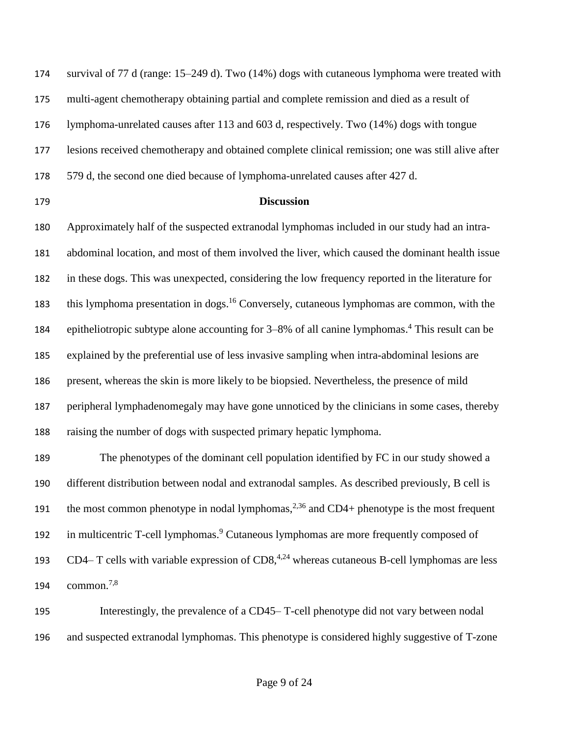survival of 77 d (range: 15–249 d). Two (14%) dogs with cutaneous lymphoma were treated with multi-agent chemotherapy obtaining partial and complete remission and died as a result of lymphoma-unrelated causes after 113 and 603 d, respectively. Two (14%) dogs with tongue lesions received chemotherapy and obtained complete clinical remission; one was still alive after 579 d, the second one died because of lymphoma-unrelated causes after 427 d.

## Discussion

Approximately half of the suspected extranodal lymphomas included in our study had an intra-abdominal location, and most of them involved the liver, which caused the dominant health issue in these dogs. This was unexpected, considering the low frequency reported in the literature for this lymphoma presentation in dogs.[16] Conversely, cutaneous lymphomas are common, with the epitheliotropic subtype alone accounting for 3–8% of all canine lymphomas.[4] This result can be explained by the preferential use of less invasive sampling when intra-abdominal lesions are present, whereas the skin is more likely to be biopsied. Nevertheless, the presence of mild peripheral lymphadenomegaly may have gone unnoticed by the clinicians in some cases, thereby raising the number of dogs with suspected primary hepatic lymphoma.

The phenotypes of the dominant cell population identified by FC in our study showed a different distribution between nodal and extranodal samples. As described previously, B cell is the most common phenotype in nodal lymphomas,[2,36] and CD4+ phenotype is the most frequent in multicentric T-cell lymphomas.[9] Cutaneous lymphomas are more frequently composed of CD4– T cells with variable expression of CD8,[4,24] whereas cutaneous B-cell lymphomas are less common.[7,8]

Interestingly, the prevalence of a CD45– T-cell phenotype did not vary between nodal and suspected extranodal lymphomas. This phenotype is considered highly suggestive of T-zone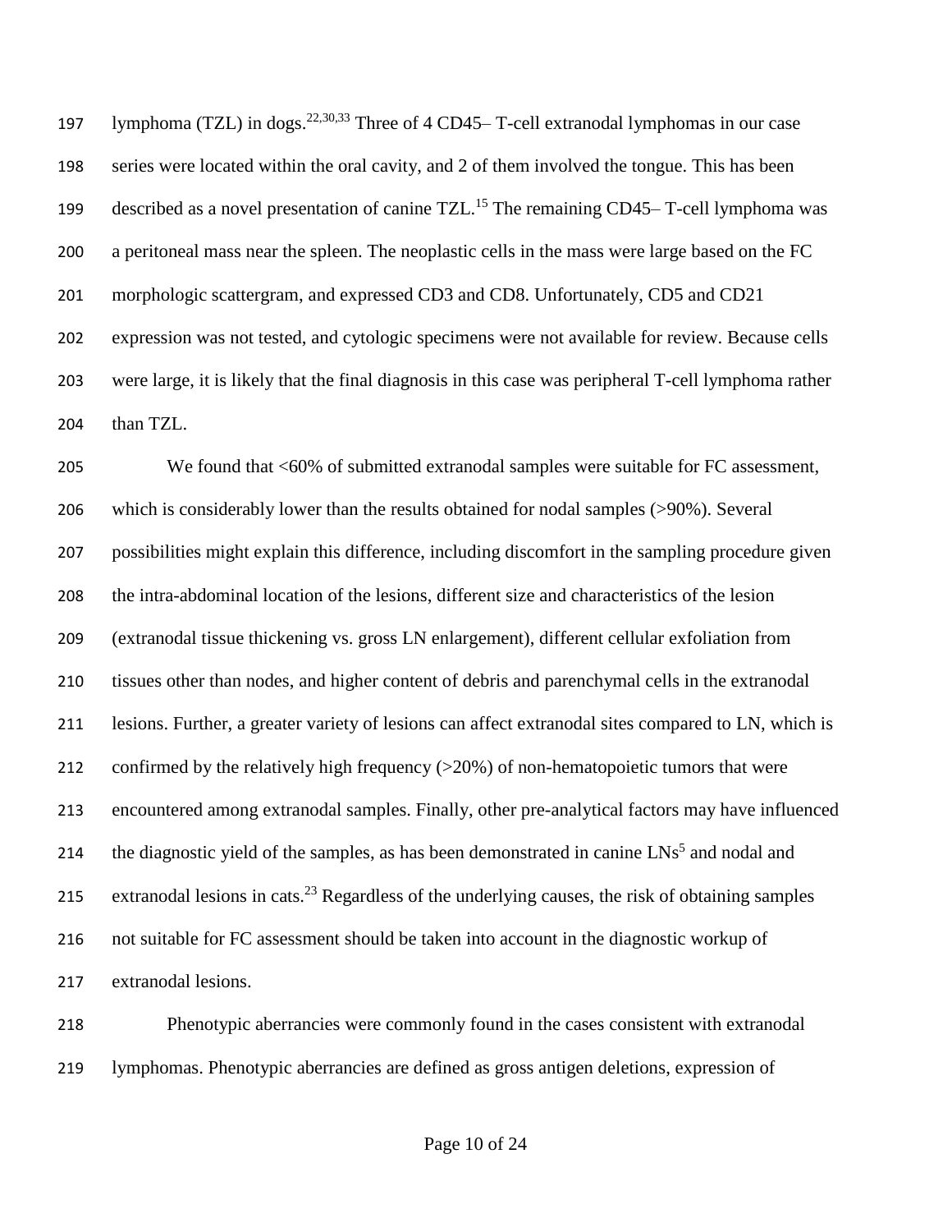lymphoma (TZL) in dogs.[22,30,33] Three of 4 CD45– T-cell extranodal lymphomas in our case series were located within the oral cavity, and 2 of them involved the tongue. This has been described as a novel presentation of canine TZL.[15] The remaining CD45– T-cell lymphoma was a peritoneal mass near the spleen. The neoplastic cells in the mass were large based on the FC morphologic scattergram, and expressed CD3 and CD8. Unfortunately, CD5 and CD21 expression was not tested, and cytologic specimens were not available for review. Because cells were large, it is likely that the final diagnosis in this case was peripheral T-cell lymphoma rather than TZL.

We found that <60% of submitted extranodal samples were suitable for FC assessment, which is considerably lower than the results obtained for nodal samples (>90%). Several possibilities might explain this difference, including discomfort in the sampling procedure given the intra-abdominal location of the lesions, different size and characteristics of the lesion (extranodal tissue thickening vs. gross LN enlargement), different cellular exfoliation from tissues other than nodes, and higher content of debris and parenchymal cells in the extranodal lesions. Further, a greater variety of lesions can affect extranodal sites compared to LN, which is confirmed by the relatively high frequency (>20%) of non-hematopoietic tumors that were encountered among extranodal samples. Finally, other pre-analytical factors may have influenced the diagnostic yield of the samples, as has been demonstrated in canine LNs[5] and nodal and extranodal lesions in cats.[23] Regardless of the underlying causes, the risk of obtaining samples not suitable for FC assessment should be taken into account in the diagnostic workup of extranodal lesions.

Phenotypic aberrancies were commonly found in the cases consistent with extranodal lymphomas. Phenotypic aberrancies are defined as gross antigen deletions, expression of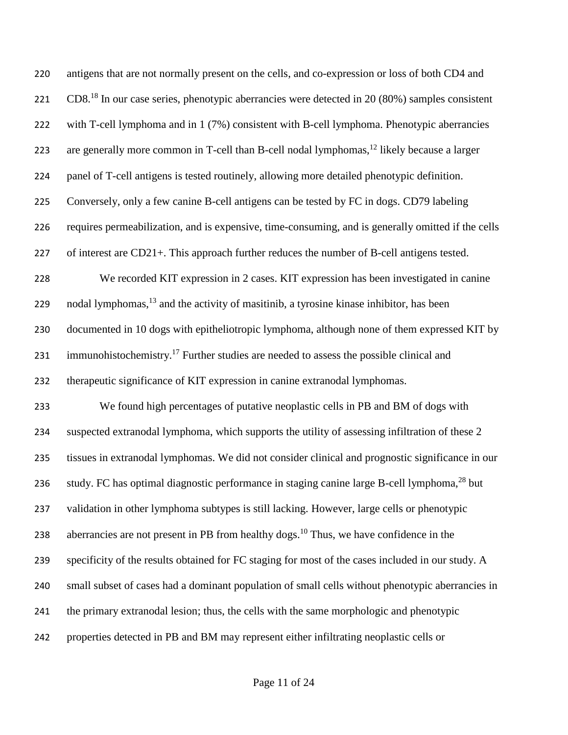antigens that are not normally present on the cells, and co-expression or loss of both CD4 and CD8.[18] In our case series, phenotypic aberrancies were detected in 20 (80%) samples consistent with T-cell lymphoma and in 1 (7%) consistent with B-cell lymphoma. Phenotypic aberrancies are generally more common in T-cell than B-cell nodal lymphomas,[12] likely because a larger panel of T-cell antigens is tested routinely, allowing more detailed phenotypic definition. Conversely, only a few canine B-cell antigens can be tested by FC in dogs. CD79 labeling requires permeabilization, and is expensive, time-consuming, and is generally omitted if the cells of interest are CD21+. This approach further reduces the number of B-cell antigens tested.

We recorded KIT expression in 2 cases. KIT expression has been investigated in canine nodal lymphomas,[13] and the activity of masitinib, a tyrosine kinase inhibitor, has been documented in 10 dogs with epitheliotropic lymphoma, although none of them expressed KIT by immunohistochemistry.[17] Further studies are needed to assess the possible clinical and therapeutic significance of KIT expression in canine extranodal lymphomas.

We found high percentages of putative neoplastic cells in PB and BM of dogs with suspected extranodal lymphoma, which supports the utility of assessing infiltration of these 2 tissues in extranodal lymphomas. We did not consider clinical and prognostic significance in our study. FC has optimal diagnostic performance in staging canine large B-cell lymphoma,[28] but validation in other lymphoma subtypes is still lacking. However, large cells or phenotypic aberrancies are not present in PB from healthy dogs.[10] Thus, we have confidence in the specificity of the results obtained for FC staging for most of the cases included in our study. A small subset of cases had a dominant population of small cells without phenotypic aberrancies in the primary extranodal lesion; thus, the cells with the same morphologic and phenotypic properties detected in PB and BM may represent either infiltrating neoplastic cells or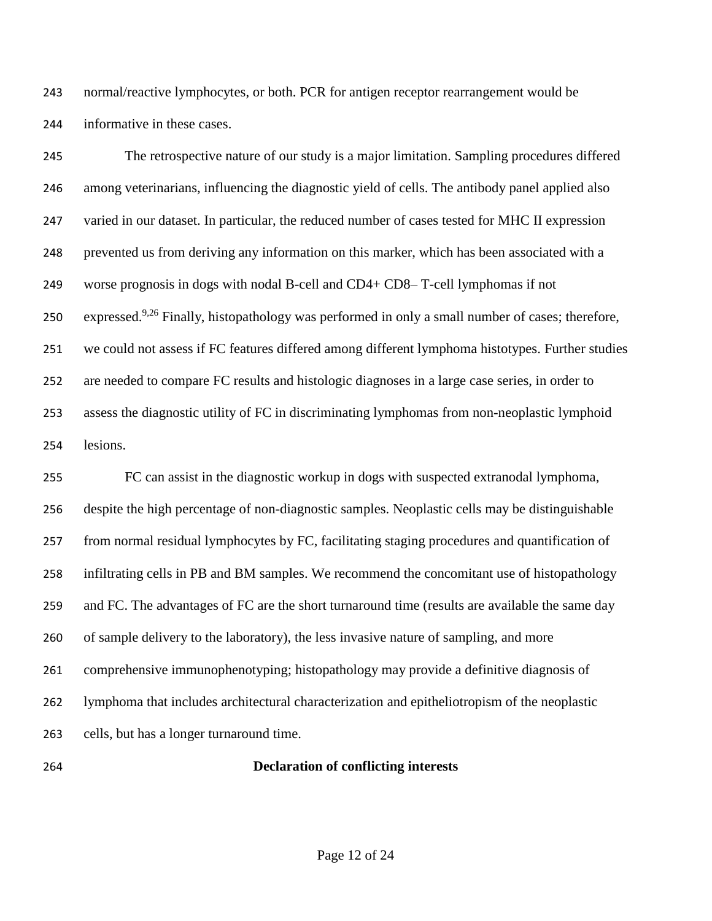normal/reactive lymphocytes, or both. PCR for antigen receptor rearrangement would be informative in these cases.

The retrospective nature of our study is a major limitation. Sampling procedures differed among veterinarians, influencing the diagnostic yield of cells. The antibody panel applied also varied in our dataset. In particular, the reduced number of cases tested for MHC II expression prevented us from deriving any information on this marker, which has been associated with a worse prognosis in dogs with nodal B-cell and CD4+ CD8– T-cell lymphomas if not expressed.[9,26] Finally, histopathology was performed in only a small number of cases; therefore, we could not assess if FC features differed among different lymphoma histotypes. Further studies are needed to compare FC results and histologic diagnoses in a large case series, in order to assess the diagnostic utility of FC in discriminating lymphomas from non-neoplastic lymphoid lesions.

FC can assist in the diagnostic workup in dogs with suspected extranodal lymphoma, despite the high percentage of non-diagnostic samples. Neoplastic cells may be distinguishable from normal residual lymphocytes by FC, facilitating staging procedures and quantification of infiltrating cells in PB and BM samples. We recommend the concomitant use of histopathology and FC. The advantages of FC are the short turnaround time (results are available the same day of sample delivery to the laboratory), the less invasive nature of sampling, and more comprehensive immunophenotyping; histopathology may provide a definitive diagnosis of lymphoma that includes architectural characterization and epitheliotropism of the neoplastic cells, but has a longer turnaround time.

## Declaration of conflicting interests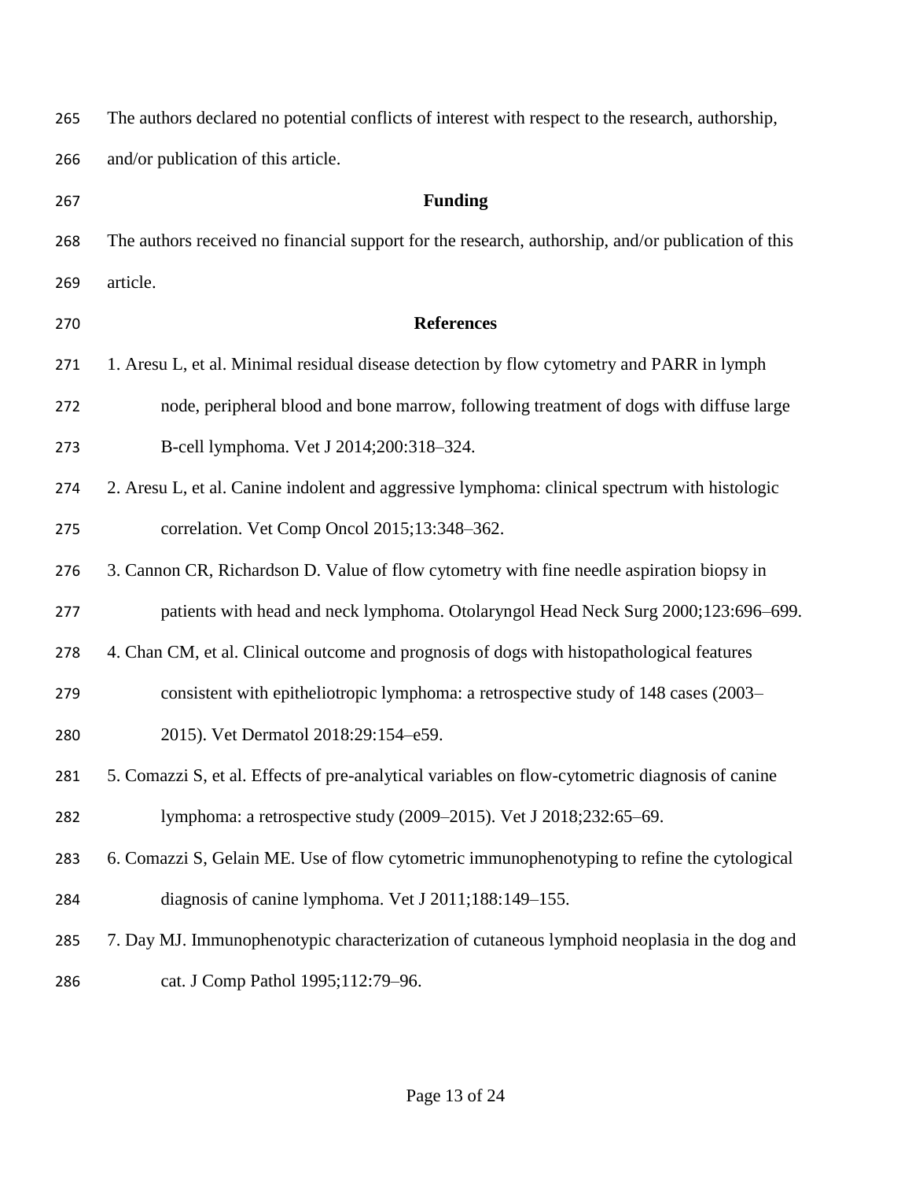The authors declared no potential conflicts of interest with respect to the research, authorship, and/or publication of this article.

## Funding

The authors received no financial support for the research, authorship, and/or publication of this article.

## References

1. Aresu L, et al. Minimal residual disease detection by flow cytometry and PARR in lymph node, peripheral blood and bone marrow, following treatment of dogs with diffuse large B-cell lymphoma. Vet J 2014;200:318–324.
2. Aresu L, et al. Canine indolent and aggressive lymphoma: clinical spectrum with histologic correlation. Vet Comp Oncol 2015;13:348–362.
3. Cannon CR, Richardson D. Value of flow cytometry with fine needle aspiration biopsy in patients with head and neck lymphoma. Otolaryngol Head Neck Surg 2000;123:696–699.
4. Chan CM, et al. Clinical outcome and prognosis of dogs with histopathological features consistent with epitheliotropic lymphoma: a retrospective study of 148 cases (2003–2015). Vet Dermatol 2018:29:154–e59.
5. Comazzi S, et al. Effects of pre-analytical variables on flow-cytometric diagnosis of canine lymphoma: a retrospective study (2009–2015). Vet J 2018;232:65–69.
6. Comazzi S, Gelain ME. Use of flow cytometric immunophenotyping to refine the cytological diagnosis of canine lymphoma. Vet J 2011;188:149–155.
7. Day MJ. Immunophenotypic characterization of cutaneous lymphoid neoplasia in the dog and cat. J Comp Pathol 1995;112:79–96.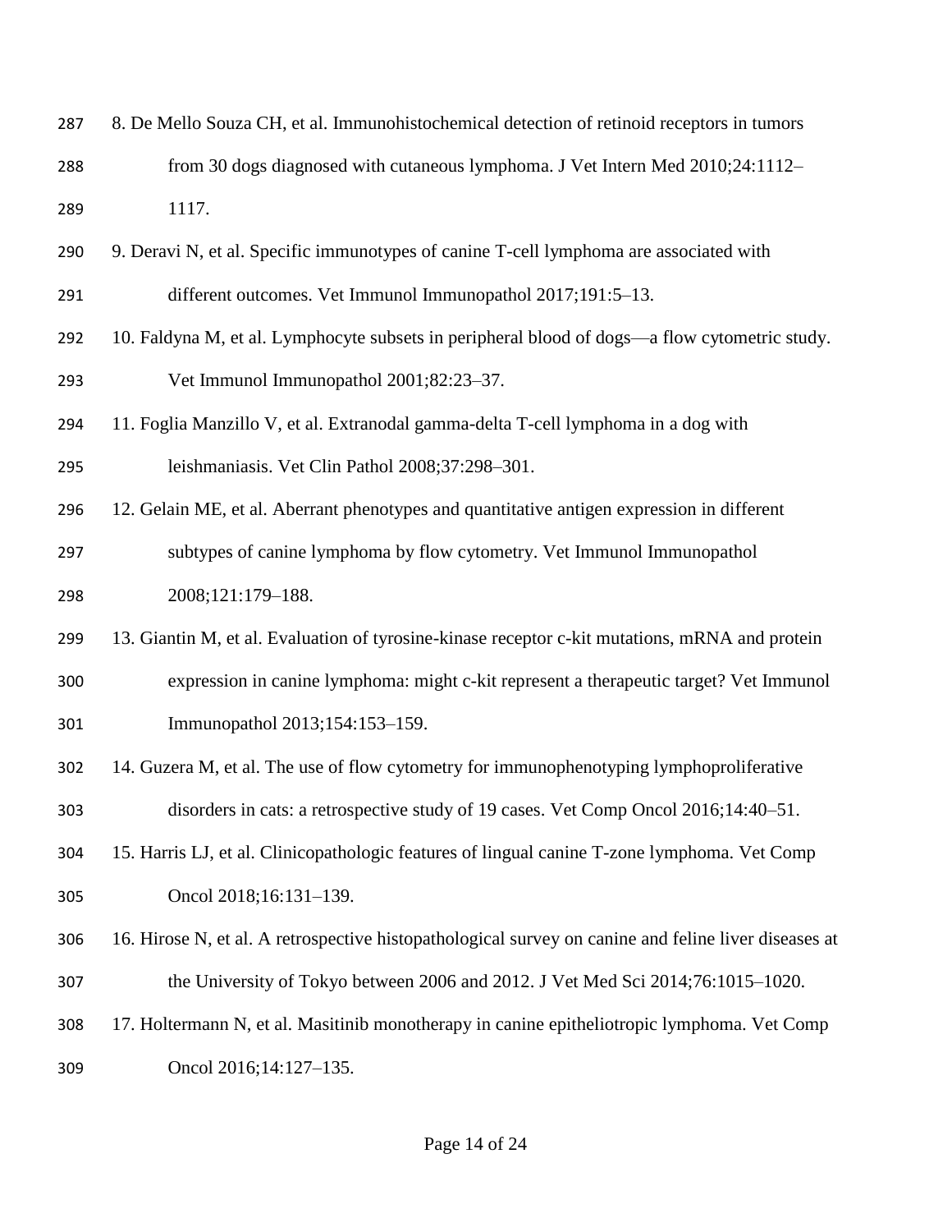8. De Mello Souza CH, et al. Immunohistochemical detection of retinoid receptors in tumors from 30 dogs diagnosed with cutaneous lymphoma. J Vet Intern Med 2010;24:1112–1117.

9. Deravi N, et al. Specific immunotypes of canine T-cell lymphoma are associated with different outcomes. Vet Immunol Immunopathol 2017;191:5–13.

10. Faldyna M, et al. Lymphocyte subsets in peripheral blood of dogs—a flow cytometric study. Vet Immunol Immunopathol 2001;82:23–37.

11. Foglia Manzillo V, et al. Extranodal gamma-delta T-cell lymphoma in a dog with leishmaniasis. Vet Clin Pathol 2008;37:298–301.

12. Gelain ME, et al. Aberrant phenotypes and quantitative antigen expression in different subtypes of canine lymphoma by flow cytometry. Vet Immunol Immunopathol 2008;121:179–188.

13. Giantin M, et al. Evaluation of tyrosine-kinase receptor c-kit mutations, mRNA and protein expression in canine lymphoma: might c-kit represent a therapeutic target? Vet Immunol Immunopathol 2013;154:153–159.

14. Guzera M, et al. The use of flow cytometry for immunophenotyping lymphoproliferative disorders in cats: a retrospective study of 19 cases. Vet Comp Oncol 2016;14:40–51.

15. Harris LJ, et al. Clinicopathologic features of lingual canine T-zone lymphoma. Vet Comp Oncol 2018;16:131–139.

16. Hirose N, et al. A retrospective histopathological survey on canine and feline liver diseases at the University of Tokyo between 2006 and 2012. J Vet Med Sci 2014;76:1015–1020.

17. Holtermann N, et al. Masitinib monotherapy in canine epitheliotropic lymphoma. Vet Comp Oncol 2016;14:127–135.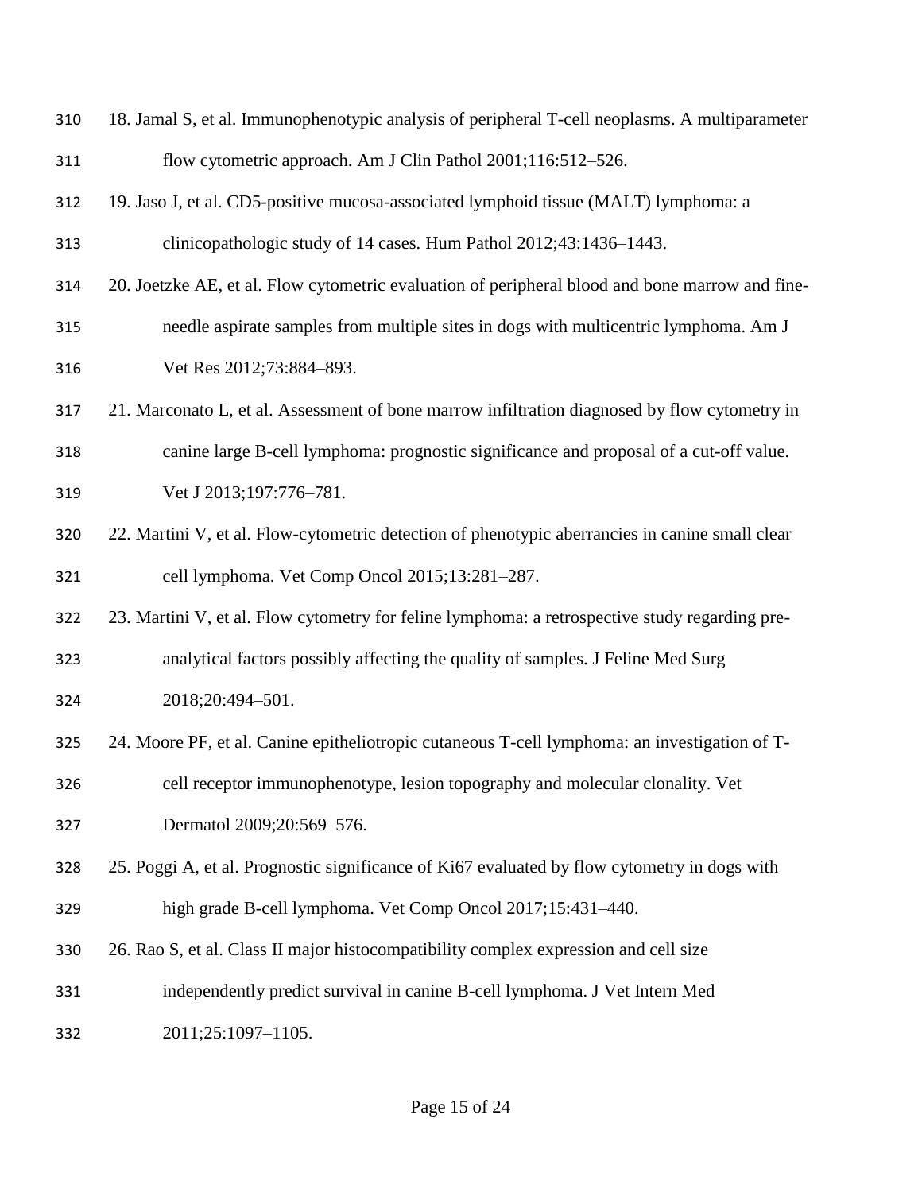18. Jamal S, et al. Immunophenotypic analysis of peripheral T-cell neoplasms. A multiparameter flow cytometric approach. Am J Clin Pathol 2001;116:512–526.

19. Jaso J, et al. CD5-positive mucosa-associated lymphoid tissue (MALT) lymphoma: a clinicopathologic study of 14 cases. Hum Pathol 2012;43:1436–1443.

20. Joetzke AE, et al. Flow cytometric evaluation of peripheral blood and bone marrow and fine-needle aspirate samples from multiple sites in dogs with multicentric lymphoma. Am J Vet Res 2012;73:884–893.

21. Marconato L, et al. Assessment of bone marrow infiltration diagnosed by flow cytometry in canine large B-cell lymphoma: prognostic significance and proposal of a cut-off value. Vet J 2013;197:776–781.

22. Martini V, et al. Flow-cytometric detection of phenotypic aberrancies in canine small clear cell lymphoma. Vet Comp Oncol 2015;13:281–287.

23. Martini V, et al. Flow cytometry for feline lymphoma: a retrospective study regarding pre-analytical factors possibly affecting the quality of samples. J Feline Med Surg 2018;20:494–501.

24. Moore PF, et al. Canine epitheliotropic cutaneous T-cell lymphoma: an investigation of T-cell receptor immunophenotype, lesion topography and molecular clonality. Vet Dermatol 2009;20:569–576.

25. Poggi A, et al. Prognostic significance of Ki67 evaluated by flow cytometry in dogs with high grade B-cell lymphoma. Vet Comp Oncol 2017;15:431–440.

26. Rao S, et al. Class II major histocompatibility complex expression and cell size independently predict survival in canine B-cell lymphoma. J Vet Intern Med 2011;25:1097–1105.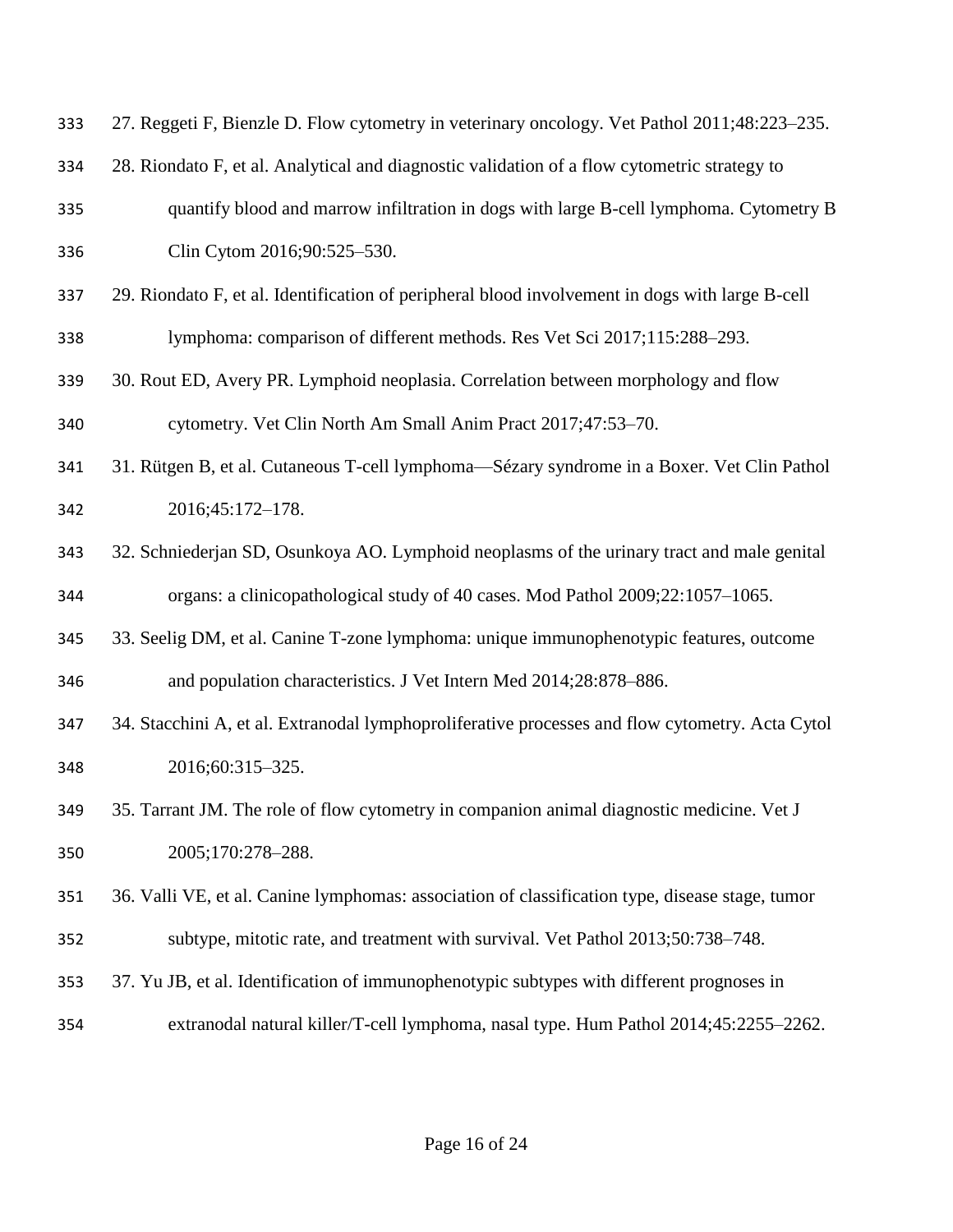27. Reggeti F, Bienzle D. Flow cytometry in veterinary oncology. Vet Pathol 2011;48:223–235.
28. Riondato F, et al. Analytical and diagnostic validation of a flow cytometric strategy to quantify blood and marrow infiltration in dogs with large B-cell lymphoma. Cytometry B Clin Cytom 2016;90:525–530.
29. Riondato F, et al. Identification of peripheral blood involvement in dogs with large B-cell lymphoma: comparison of different methods. Res Vet Sci 2017;115:288–293.
30. Rout ED, Avery PR. Lymphoid neoplasia. Correlation between morphology and flow cytometry. Vet Clin North Am Small Anim Pract 2017;47:53–70.
31. Rütgen B, et al. Cutaneous T-cell lymphoma—Sézary syndrome in a Boxer. Vet Clin Pathol 2016;45:172–178.
32. Schniederjan SD, Osunkoya AO. Lymphoid neoplasms of the urinary tract and male genital organs: a clinicopathological study of 40 cases. Mod Pathol 2009;22:1057–1065.
33. Seelig DM, et al. Canine T-zone lymphoma: unique immunophenotypic features, outcome and population characteristics. J Vet Intern Med 2014;28:878–886.
34. Stacchini A, et al. Extranodal lymphoproliferative processes and flow cytometry. Acta Cytol 2016;60:315–325.
35. Tarrant JM. The role of flow cytometry in companion animal diagnostic medicine. Vet J 2005;170:278–288.
36. Valli VE, et al. Canine lymphomas: association of classification type, disease stage, tumor subtype, mitotic rate, and treatment with survival. Vet Pathol 2013;50:738–748.
37. Yu JB, et al. Identification of immunophenotypic subtypes with different prognoses in extranodal natural killer/T-cell lymphoma, nasal type. Hum Pathol 2014;45:2255–2262.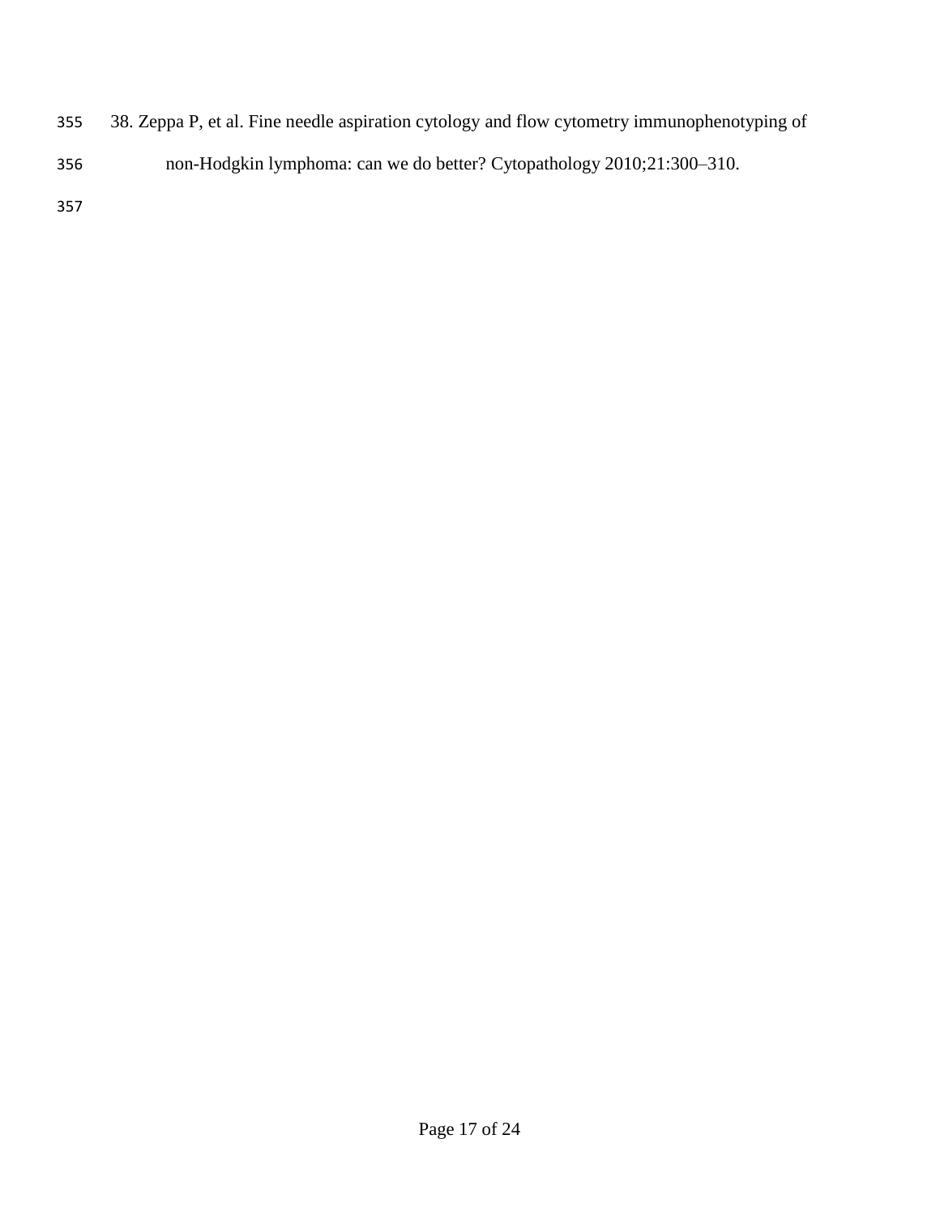38. Zeppa P, et al. Fine needle aspiration cytology and flow cytometry immunophenotyping of non-Hodgkin lymphoma: can we do better? Cytopathology 2010;21:300–310.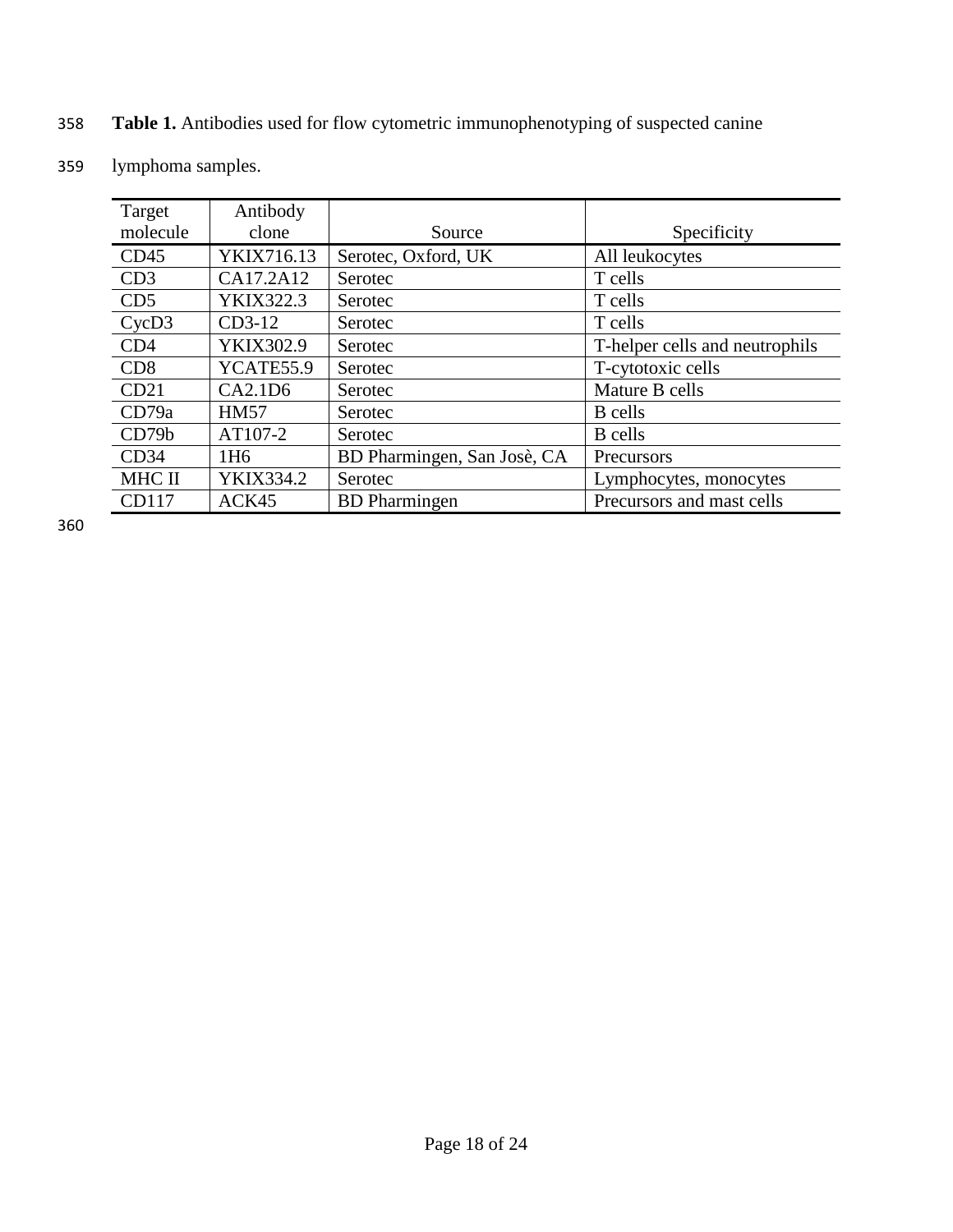**Table 1.** Antibodies used for flow cytometric immunophenotyping of suspected canine lymphoma samples.

| Target molecule | Antibody clone | Source | Specificity |
|---|---|---|---|
| CD45 | YKIX716.13 | Serotec, Oxford, UK | All leukocytes |
| CD3 | CA17.2A12 | Serotec | T cells |
| CD5 | YKIX322.3 | Serotec | T cells |
| CycD3 | CD3-12 | Serotec | T cells |
| CD4 | YKIX302.9 | Serotec | T-helper cells and neutrophils |
| CD8 | YCATE55.9 | Serotec | T-cytotoxic cells |
| CD21 | CA2.1D6 | Serotec | Mature B cells |
| CD79a | HM57 | Serotec | B cells |
| CD79b | AT107-2 | Serotec | B cells |
| CD34 | 1H6 | BD Pharmingen, San Josè, CA | Precursors |
| MHC II | YKIX334.2 | Serotec | Lymphocytes, monocytes |
| CD117 | ACK45 | BD Pharmingen | Precursors and mast cells |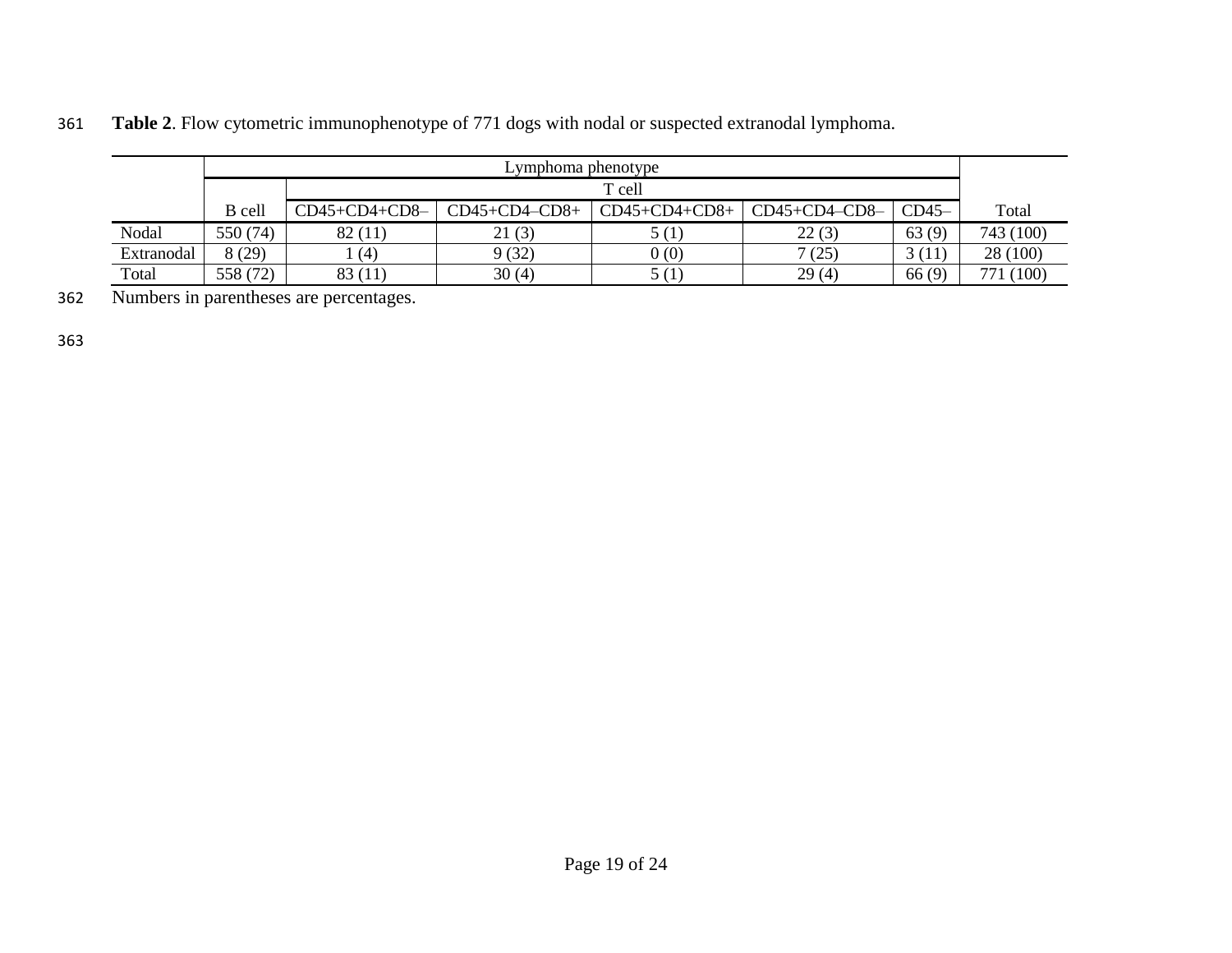**Table 2**. Flow cytometric immunophenotype of 771 dogs with nodal or suspected extranodal lymphoma.

| | Lymphoma phenotype | | | | | | |
|---|---|---|---|---|---|---|---|
| | | T cell | | | | | |
| | B cell | CD45+CD4+CD8– | CD45+CD4–CD8+ | CD45+CD4+CD8+ | CD45+CD4–CD8– | CD45– | Total |
| Nodal | 550 (74) | 82 (11) | 21 (3) | 5 (1) | 22 (3) | 63 (9) | 743 (100) |
| Extranodal | 8 (29) | 1 (4) | 9 (32) | 0 (0) | 7 (25) | 3 (11) | 28 (100) |
| Total | 558 (72) | 83 (11) | 30 (4) | 5 (1) | 29 (4) | 66 (9) | 771 (100) |

Numbers in parentheses are percentages.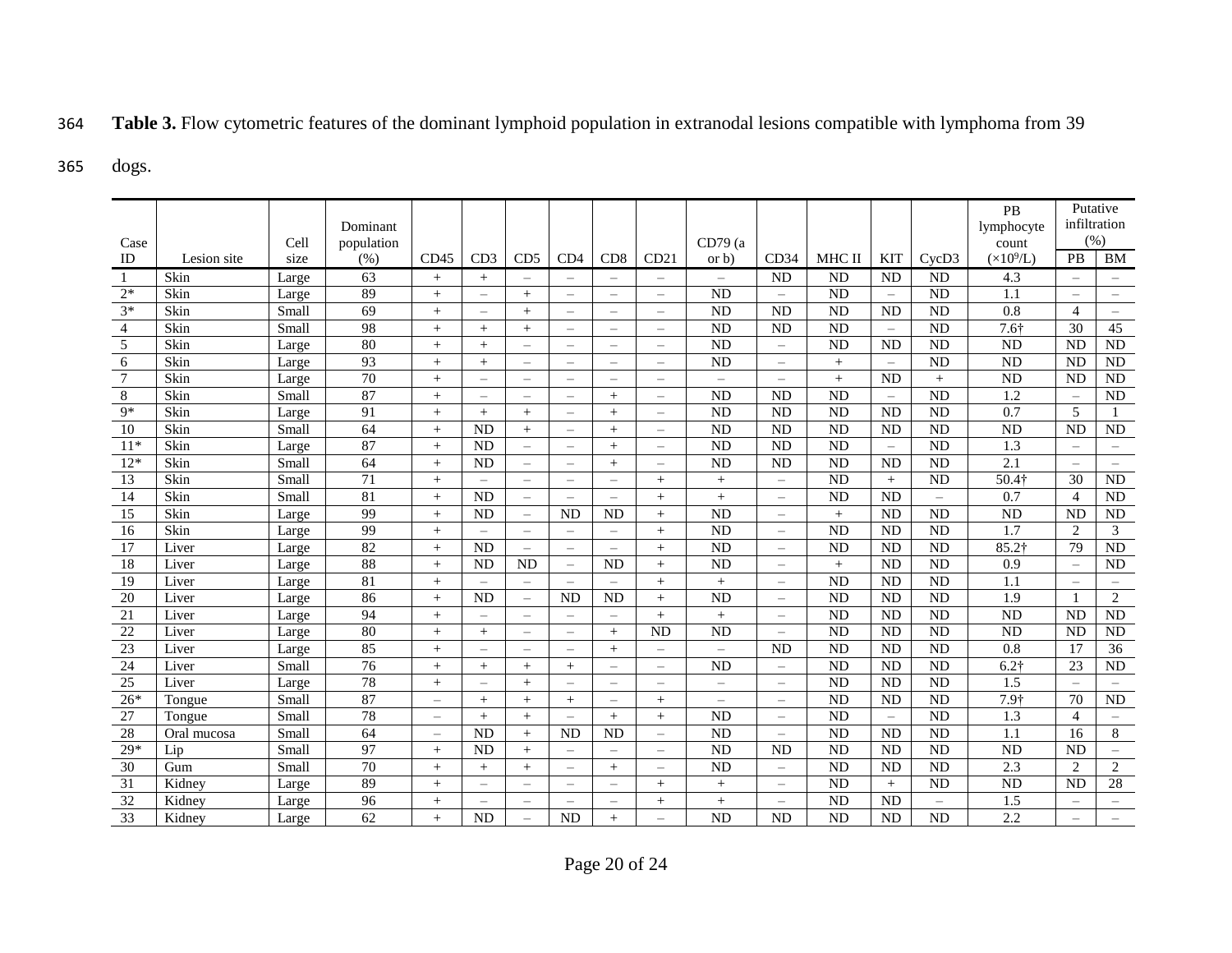**Table 3.** Flow cytometric features of the dominant lymphoid population in extranodal lesions compatible with lymphoma from 39 dogs.

| Case ID | Lesion site | Cell size | Dominant population (%) | CD45 | CD3 | CD5 | CD4 | CD8 | CD21 | CD79 (a or b) | CD34 | MHC II | KIT | CycD3 | PB lymphocyte count ($\times 10^9$/L) | Putative infiltration (%) | |
|---|---|---|---|---|---|---|---|---|---|---|---|---|---|---|---|---|---|
| | | | | | | | | | | | | | | | | PB | BM |
| 1 | Skin | Large | 63 | + | + | – | – | – | – | – | ND | ND | ND | ND | 4.3 | – | – |
| 2* | Skin | Large | 89 | + | – | + | – | – | – | ND | – | ND | – | ND | 1.1 | – | – |
| 3* | Skin | Small | 69 | + | – | + | – | – | – | ND | ND | ND | ND | ND | 0.8 | 4 | – |
| 4 | Skin | Small | 98 | + | + | + | – | – | – | ND | ND | ND | – | ND | 7.6† | 30 | 45 |
| 5 | Skin | Large | 80 | + | + | – | – | – | – | ND | – | ND | ND | ND | ND | ND | ND |
| 6 | Skin | Large | 93 | + | + | – | – | – | – | ND | – | + | – | ND | ND | ND | ND |
| 7 | Skin | Large | 70 | + | – | – | – | – | – | – | – | + | ND | + | ND | ND | ND |
| 8 | Skin | Small | 87 | + | – | – | – | + | – | ND | ND | ND | – | ND | 1.2 | – | ND |
| 9* | Skin | Large | 91 | + | + | + | – | + | – | ND | ND | ND | ND | ND | 0.7 | 5 | 1 |
| 10 | Skin | Small | 64 | + | ND | + | – | + | – | ND | ND | ND | ND | ND | ND | ND | ND |
| 11* | Skin | Large | 87 | + | ND | – | – | + | – | ND | ND | ND | – | ND | 1.3 | – | – |
| 12* | Skin | Small | 64 | + | ND | – | – | + | – | ND | ND | ND | ND | ND | 2.1 | – | – |
| 13 | Skin | Small | 71 | + | – | – | – | – | + | + | – | ND | + | ND | 50.4† | 30 | ND |
| 14 | Skin | Small | 81 | + | ND | – | – | – | + | + | – | ND | ND | – | 0.7 | 4 | ND |
| 15 | Skin | Large | 99 | + | ND | – | ND | ND | + | ND | – | + | ND | ND | ND | ND | ND |
| 16 | Skin | Large | 99 | + | – | – | – | – | + | ND | – | ND | ND | ND | 1.7 | 2 | 3 |
| 17 | Liver | Large | 82 | + | ND | – | – | – | + | ND | – | ND | ND | ND | 85.2† | 79 | ND |
| 18 | Liver | Large | 88 | + | ND | ND | – | ND | + | ND | – | + | ND | ND | 0.9 | – | ND |
| 19 | Liver | Large | 81 | + | – | – | – | – | + | + | – | ND | ND | ND | 1.1 | – | – |
| 20 | Liver | Large | 86 | + | ND | – | ND | ND | + | ND | – | ND | ND | ND | 1.9 | 1 | 2 |
| 21 | Liver | Large | 94 | + | – | – | – | – | + | + | – | ND | ND | ND | ND | ND | ND |
| 22 | Liver | Large | 80 | + | + | – | – | + | ND | ND | – | ND | ND | ND | ND | ND | ND |
| 23 | Liver | Large | 85 | + | – | – | – | + | – | – | ND | ND | ND | ND | 0.8 | 17 | 36 |
| 24 | Liver | Small | 76 | + | + | + | + | – | – | ND | – | ND | ND | ND | 6.2† | 23 | ND |
| 25 | Liver | Large | 78 | + | – | + | – | – | – | – | – | ND | ND | ND | 1.5 | – | – |
| 26* | Tongue | Small | 87 | – | + | + | + | – | + | – | – | ND | ND | ND | 7.9† | 70 | ND |
| 27 | Tongue | Small | 78 | – | + | + | – | + | + | ND | – | ND | – | ND | 1.3 | 4 | – |
| 28 | Oral mucosa | Small | 64 | – | ND | + | ND | ND | – | ND | – | ND | ND | ND | 1.1 | 16 | 8 |
| 29* | Lip | Small | 97 | + | ND | + | – | – | – | ND | ND | ND | ND | ND | ND | ND | – |
| 30 | Gum | Small | 70 | + | + | + | – | + | – | ND | – | ND | ND | ND | 2.3 | 2 | 2 |
| 31 | Kidney | Large | 89 | + | – | – | – | – | + | + | – | ND | + | ND | ND | ND | 28 |
| 32 | Kidney | Large | 96 | + | – | – | – | – | + | + | – | ND | ND | – | 1.5 | – | – |
| 33 | Kidney | Large | 62 | + | ND | – | ND | + | – | ND | ND | ND | ND | ND | 2.2 | – | – |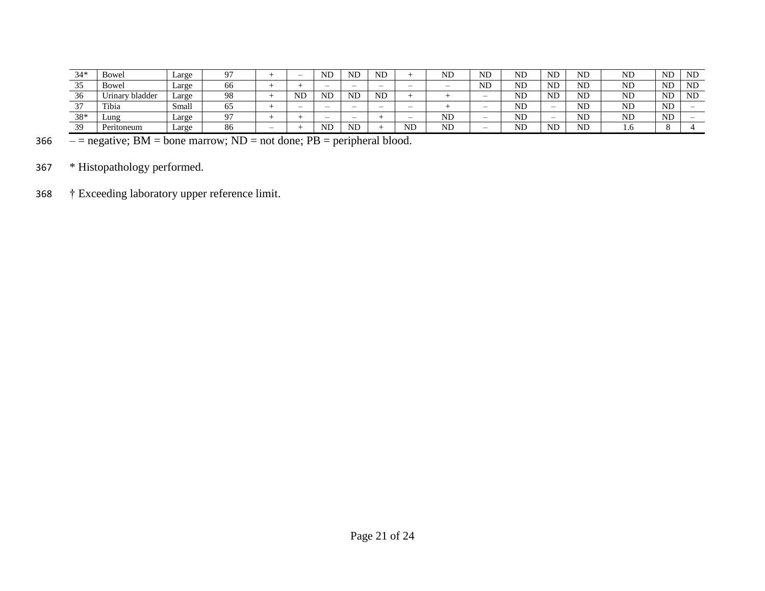| | | | | | | | | | | | | | | | | | |
|---|---|---|---|---|---|---|---|---|---|---|---|---|---|---|---|---|---|
| 34* | Bowel | Large | 97 | + | – | ND | ND | ND | + | ND | ND | ND | ND | ND | ND | ND | ND |
| 35 | Bowel | Large | 66 | + | + | – | – | – | – | – | ND | ND | ND | ND | ND | ND | ND |
| 36 | Urinary bladder | Large | 98 | + | ND | ND | ND | ND | + | + | – | ND | ND | ND | ND | ND | ND |
| 37 | Tibia | Small | 65 | + | – | – | – | – | – | + | – | ND | – | ND | ND | ND | – |
| 38* | Lung | Large | 97 | + | + | – | – | + | – | ND | – | ND | – | ND | ND | ND | – |
| 39 | Peritoneum | Large | 86 | – | + | ND | ND | + | ND | ND | – | ND | ND | ND | 1.6 | 8 | 4 |

– = negative; BM = bone marrow; ND = not done; PB = peripheral blood.

\* Histopathology performed.

† Exceeding laboratory upper reference limit.